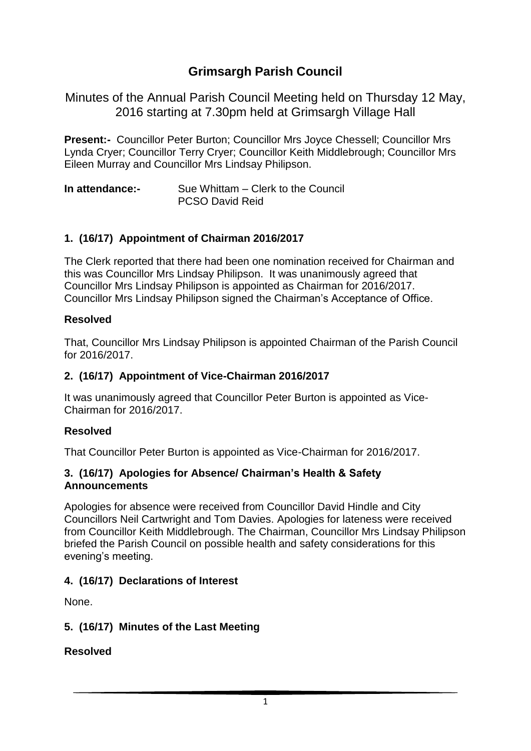# Grimsargh Parish Council

Minutes of the Annual Parish Council Meeting held on Thursday 12 May, 2016 starting at 7.30pm held at Grimsargh Village Hall

**Present:-** Councillor Peter Burton; Councillor Mrs Joyce Chessell; Councillor Mrs Lynda Cryer; Councillor Terry Cryer; Councillor Keith Middlebrough; Councillor Mrs Eileen Murray and Councillor Mrs Lindsay Philipson.

**In attendance:-** Sue Whittam – Clerk to the Council
PCSO David Reid

### 1. (16/17) Appointment of Chairman 2016/2017

The Clerk reported that there had been one nomination received for Chairman and this was Councillor Mrs Lindsay Philipson. It was unanimously agreed that Councillor Mrs Lindsay Philipson is appointed as Chairman for 2016/2017. Councillor Mrs Lindsay Philipson signed the Chairman's Acceptance of Office.

**Resolved**

That, Councillor Mrs Lindsay Philipson is appointed Chairman of the Parish Council for 2016/2017.

### 2. (16/17) Appointment of Vice-Chairman 2016/2017

It was unanimously agreed that Councillor Peter Burton is appointed as Vice-Chairman for 2016/2017.

**Resolved**

That Councillor Peter Burton is appointed as Vice-Chairman for 2016/2017.

### 3. (16/17) Apologies for Absence/ Chairman's Health & Safety Announcements

Apologies for absence were received from Councillor David Hindle and City Councillors Neil Cartwright and Tom Davies. Apologies for lateness were received from Councillor Keith Middlebrough. The Chairman, Councillor Mrs Lindsay Philipson briefed the Parish Council on possible health and safety considerations for this evening's meeting.

### 4. (16/17) Declarations of Interest

None.

### 5. (16/17) Minutes of the Last Meeting

**Resolved**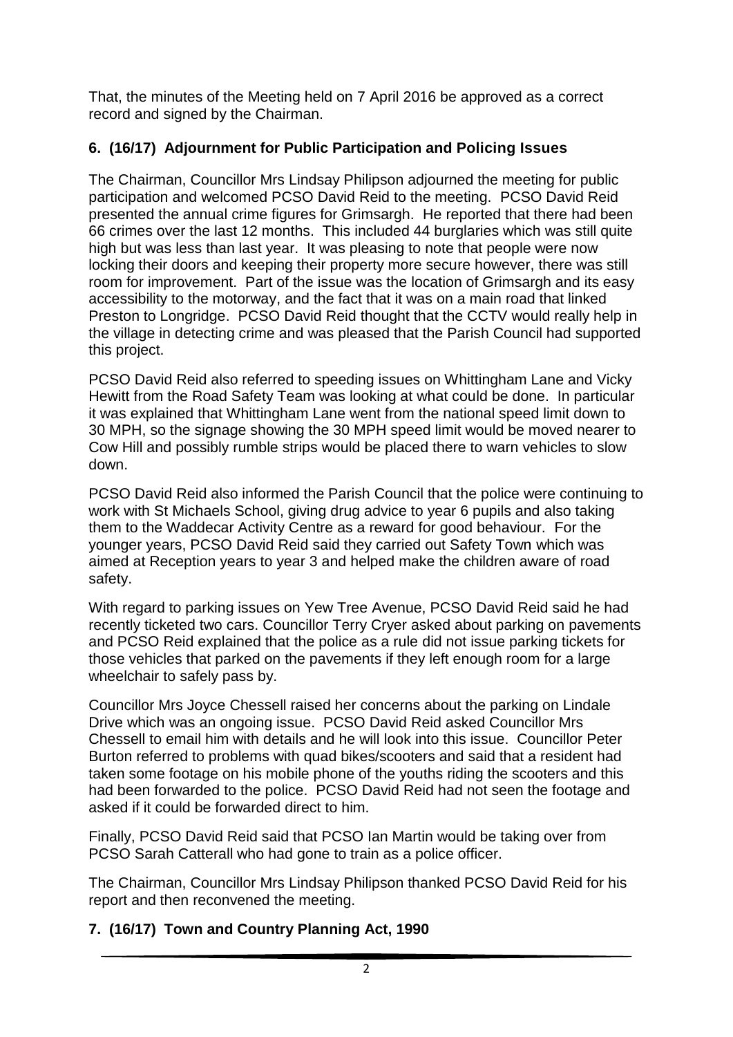That, the minutes of the Meeting held on 7 April 2016 be approved as a correct record and signed by the Chairman.

## 6. (16/17) Adjournment for Public Participation and Policing Issues

The Chairman, Councillor Mrs Lindsay Philipson adjourned the meeting for public participation and welcomed PCSO David Reid to the meeting. PCSO David Reid presented the annual crime figures for Grimsargh. He reported that there had been 66 crimes over the last 12 months. This included 44 burglaries which was still quite high but was less than last year. It was pleasing to note that people were now locking their doors and keeping their property more secure however, there was still room for improvement. Part of the issue was the location of Grimsargh and its easy accessibility to the motorway, and the fact that it was on a main road that linked Preston to Longridge. PCSO David Reid thought that the CCTV would really help in the village in detecting crime and was pleased that the Parish Council had supported this project.

PCSO David Reid also referred to speeding issues on Whittingham Lane and Vicky Hewitt from the Road Safety Team was looking at what could be done. In particular it was explained that Whittingham Lane went from the national speed limit down to 30 MPH, so the signage showing the 30 MPH speed limit would be moved nearer to Cow Hill and possibly rumble strips would be placed there to warn vehicles to slow down.

PCSO David Reid also informed the Parish Council that the police were continuing to work with St Michaels School, giving drug advice to year 6 pupils and also taking them to the Waddecar Activity Centre as a reward for good behaviour. For the younger years, PCSO David Reid said they carried out Safety Town which was aimed at Reception years to year 3 and helped make the children aware of road safety.

With regard to parking issues on Yew Tree Avenue, PCSO David Reid said he had recently ticketed two cars. Councillor Terry Cryer asked about parking on pavements and PCSO Reid explained that the police as a rule did not issue parking tickets for those vehicles that parked on the pavements if they left enough room for a large wheelchair to safely pass by.

Councillor Mrs Joyce Chessell raised her concerns about the parking on Lindale Drive which was an ongoing issue. PCSO David Reid asked Councillor Mrs Chessell to email him with details and he will look into this issue. Councillor Peter Burton referred to problems with quad bikes/scooters and said that a resident had taken some footage on his mobile phone of the youths riding the scooters and this had been forwarded to the police. PCSO David Reid had not seen the footage and asked if it could be forwarded direct to him.

Finally, PCSO David Reid said that PCSO Ian Martin would be taking over from PCSO Sarah Catterall who had gone to train as a police officer.

The Chairman, Councillor Mrs Lindsay Philipson thanked PCSO David Reid for his report and then reconvened the meeting.

## 7. (16/17) Town and Country Planning Act, 1990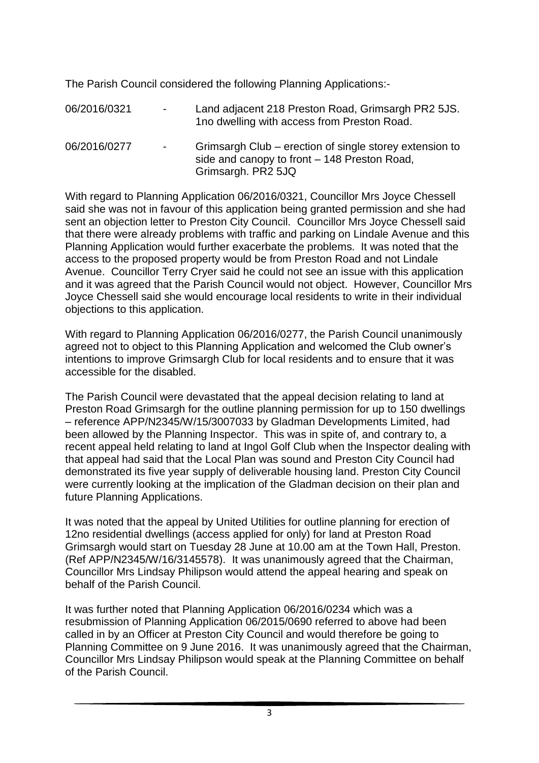The Parish Council considered the following Planning Applications:-

| | | |
|---|---|---|
| 06/2016/0321 | - | Land adjacent 218 Preston Road, Grimsargh PR2 5JS. 1no dwelling with access from Preston Road. |
| 06/2016/0277 | - | Grimsargh Club – erection of single storey extension to side and canopy to front – 148 Preston Road, Grimsargh. PR2 5JQ |

With regard to Planning Application 06/2016/0321, Councillor Mrs Joyce Chessell said she was not in favour of this application being granted permission and she had sent an objection letter to Preston City Council. Councillor Mrs Joyce Chessell said that there were already problems with traffic and parking on Lindale Avenue and this Planning Application would further exacerbate the problems. It was noted that the access to the proposed property would be from Preston Road and not Lindale Avenue. Councillor Terry Cryer said he could not see an issue with this application and it was agreed that the Parish Council would not object. However, Councillor Mrs Joyce Chessell said she would encourage local residents to write in their individual objections to this application.

With regard to Planning Application 06/2016/0277, the Parish Council unanimously agreed not to object to this Planning Application and welcomed the Club owner's intentions to improve Grimsargh Club for local residents and to ensure that it was accessible for the disabled.

The Parish Council were devastated that the appeal decision relating to land at Preston Road Grimsargh for the outline planning permission for up to 150 dwellings – reference APP/N2345/W/15/3007033 by Gladman Developments Limited, had been allowed by the Planning Inspector. This was in spite of, and contrary to, a recent appeal held relating to land at Ingol Golf Club when the Inspector dealing with that appeal had said that the Local Plan was sound and Preston City Council had demonstrated its five year supply of deliverable housing land. Preston City Council were currently looking at the implication of the Gladman decision on their plan and future Planning Applications.

It was noted that the appeal by United Utilities for outline planning for erection of 12no residential dwellings (access applied for only) for land at Preston Road Grimsargh would start on Tuesday 28 June at 10.00 am at the Town Hall, Preston. (Ref APP/N2345/W/16/3145578). It was unanimously agreed that the Chairman, Councillor Mrs Lindsay Philipson would attend the appeal hearing and speak on behalf of the Parish Council.

It was further noted that Planning Application 06/2016/0234 which was a resubmission of Planning Application 06/2015/0690 referred to above had been called in by an Officer at Preston City Council and would therefore be going to Planning Committee on 9 June 2016. It was unanimously agreed that the Chairman, Councillor Mrs Lindsay Philipson would speak at the Planning Committee on behalf of the Parish Council.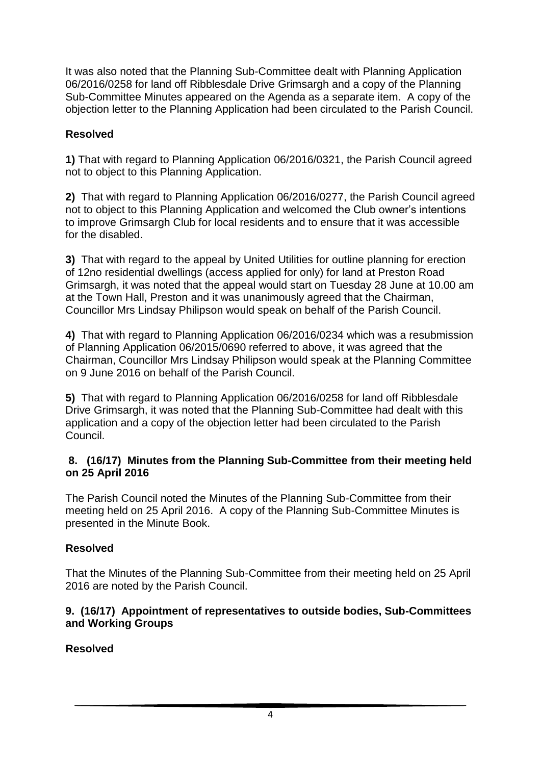It was also noted that the Planning Sub-Committee dealt with Planning Application 06/2016/0258 for land off Ribblesdale Drive Grimsargh and a copy of the Planning Sub-Committee Minutes appeared on the Agenda as a separate item. A copy of the objection letter to the Planning Application had been circulated to the Parish Council.

**Resolved**

**1)** That with regard to Planning Application 06/2016/0321, the Parish Council agreed not to object to this Planning Application.

**2)** That with regard to Planning Application 06/2016/0277, the Parish Council agreed not to object to this Planning Application and welcomed the Club owner's intentions to improve Grimsargh Club for local residents and to ensure that it was accessible for the disabled.

**3)** That with regard to the appeal by United Utilities for outline planning for erection of 12no residential dwellings (access applied for only) for land at Preston Road Grimsargh, it was noted that the appeal would start on Tuesday 28 June at 10.00 am at the Town Hall, Preston and it was unanimously agreed that the Chairman, Councillor Mrs Lindsay Philipson would speak on behalf of the Parish Council.

**4)** That with regard to Planning Application 06/2016/0234 which was a resubmission of Planning Application 06/2015/0690 referred to above, it was agreed that the Chairman, Councillor Mrs Lindsay Philipson would speak at the Planning Committee on 9 June 2016 on behalf of the Parish Council.

**5)** That with regard to Planning Application 06/2016/0258 for land off Ribblesdale Drive Grimsargh, it was noted that the Planning Sub-Committee had dealt with this application and a copy of the objection letter had been circulated to the Parish Council.

**8. (16/17) Minutes from the Planning Sub-Committee from their meeting held on 25 April 2016**

The Parish Council noted the Minutes of the Planning Sub-Committee from their meeting held on 25 April 2016. A copy of the Planning Sub-Committee Minutes is presented in the Minute Book.

**Resolved**

That the Minutes of the Planning Sub-Committee from their meeting held on 25 April 2016 are noted by the Parish Council.

**9. (16/17) Appointment of representatives to outside bodies, Sub-Committees and Working Groups**

**Resolved**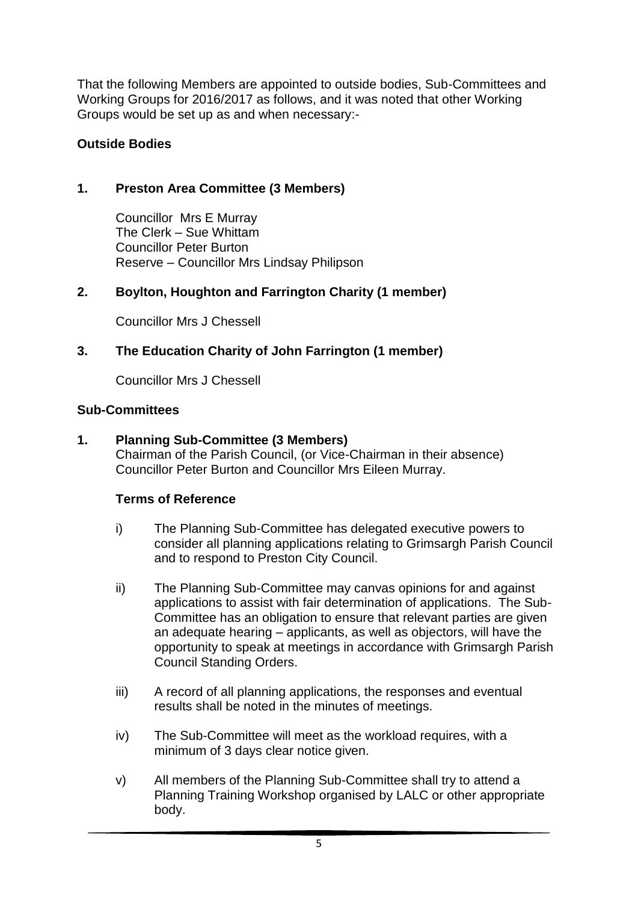That the following Members are appointed to outside bodies, Sub-Committees and Working Groups for 2016/2017 as follows, and it was noted that other Working Groups would be set up as and when necessary:-

**Outside Bodies**

**1. Preston Area Committee (3 Members)**

Councillor Mrs E Murray
The Clerk – Sue Whittam
Councillor Peter Burton
Reserve – Councillor Mrs Lindsay Philipson

**2. Boylton, Houghton and Farrington Charity (1 member)**

Councillor Mrs J Chessell

**3. The Education Charity of John Farrington (1 member)**

Councillor Mrs J Chessell

**Sub-Committees**

**1. Planning Sub-Committee (3 Members)**
Chairman of the Parish Council, (or Vice-Chairman in their absence) Councillor Peter Burton and Councillor Mrs Eileen Murray.

**Terms of Reference**

i) The Planning Sub-Committee has delegated executive powers to consider all planning applications relating to Grimsargh Parish Council and to respond to Preston City Council.

ii) The Planning Sub-Committee may canvas opinions for and against applications to assist with fair determination of applications. The Sub-Committee has an obligation to ensure that relevant parties are given an adequate hearing – applicants, as well as objectors, will have the opportunity to speak at meetings in accordance with Grimsargh Parish Council Standing Orders.

iii) A record of all planning applications, the responses and eventual results shall be noted in the minutes of meetings.

iv) The Sub-Committee will meet as the workload requires, with a minimum of 3 days clear notice given.

v) All members of the Planning Sub-Committee shall try to attend a Planning Training Workshop organised by LALC or other appropriate body.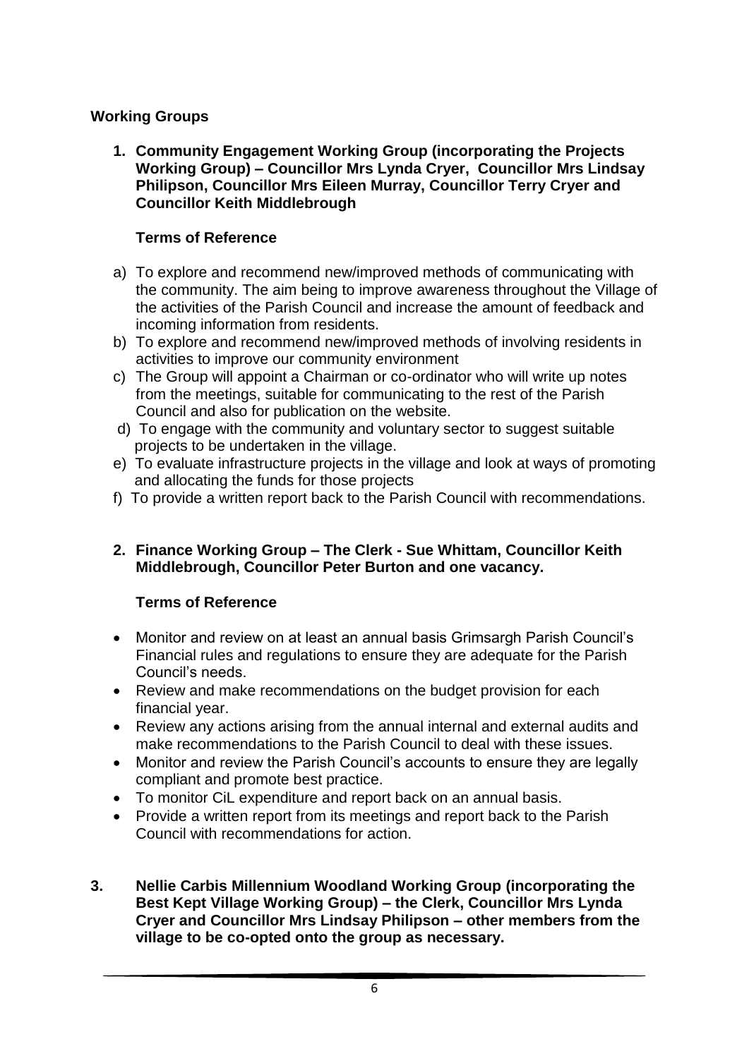**Working Groups**

1. **Community Engagement Working Group (incorporating the Projects Working Group) – Councillor Mrs Lynda Cryer, Councillor Mrs Lindsay Philipson, Councillor Mrs Eileen Murray, Councillor Terry Cryer and Councillor Keith Middlebrough**

   **Terms of Reference**

   a) To explore and recommend new/improved methods of communicating with the community. The aim being to improve awareness throughout the Village of the activities of the Parish Council and increase the amount of feedback and incoming information from residents.
   b) To explore and recommend new/improved methods of involving residents in activities to improve our community environment
   c) The Group will appoint a Chairman or co-ordinator who will write up notes from the meetings, suitable for communicating to the rest of the Parish Council and also for publication on the website.
   d) To engage with the community and voluntary sector to suggest suitable projects to be undertaken in the village.
   e) To evaluate infrastructure projects in the village and look at ways of promoting and allocating the funds for those projects
   f) To provide a written report back to the Parish Council with recommendations.

2. **Finance Working Group – The Clerk - Sue Whittam, Councillor Keith Middlebrough, Councillor Peter Burton and one vacancy.**

   **Terms of Reference**

   - Monitor and review on at least an annual basis Grimsargh Parish Council's Financial rules and regulations to ensure they are adequate for the Parish Council's needs.
   - Review and make recommendations on the budget provision for each financial year.
   - Review any actions arising from the annual internal and external audits and make recommendations to the Parish Council to deal with these issues.
   - Monitor and review the Parish Council's accounts to ensure they are legally compliant and promote best practice.
   - To monitor CiL expenditure and report back on an annual basis.
   - Provide a written report from its meetings and report back to the Parish Council with recommendations for action.

3. **Nellie Carbis Millennium Woodland Working Group (incorporating the Best Kept Village Working Group) – the Clerk, Councillor Mrs Lynda Cryer and Councillor Mrs Lindsay Philipson – other members from the village to be co-opted onto the group as necessary.**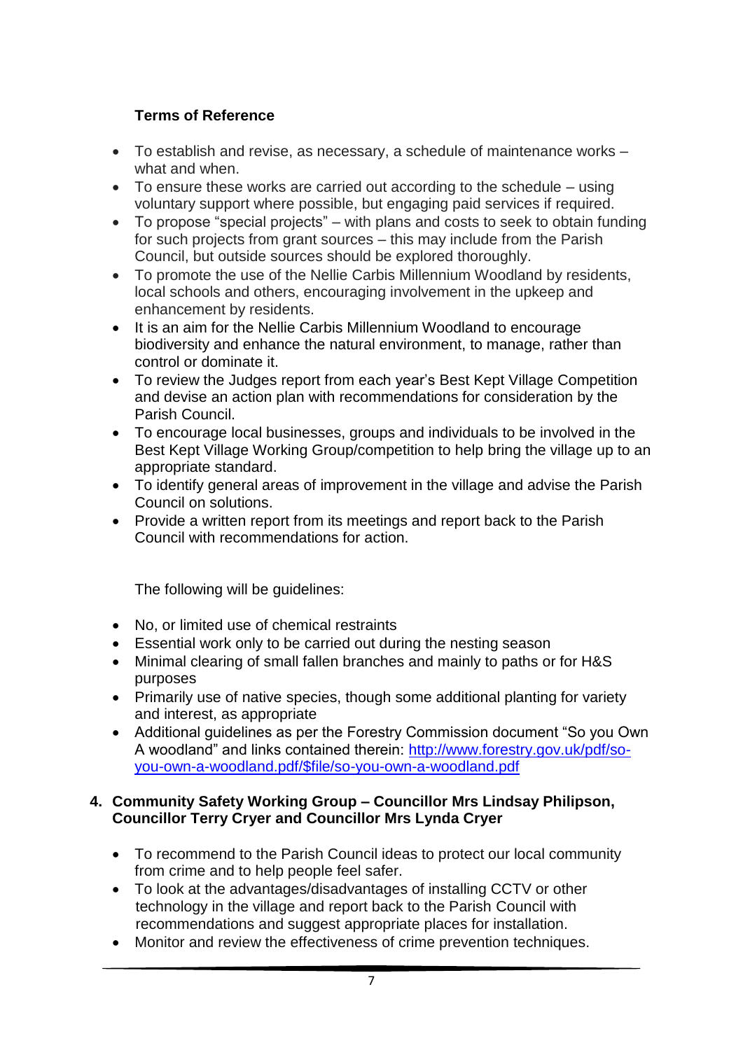**Terms of Reference**

- To establish and revise, as necessary, a schedule of maintenance works – what and when.
- To ensure these works are carried out according to the schedule – using voluntary support where possible, but engaging paid services if required.
- To propose "special projects" – with plans and costs to seek to obtain funding for such projects from grant sources – this may include from the Parish Council, but outside sources should be explored thoroughly.
- To promote the use of the Nellie Carbis Millennium Woodland by residents, local schools and others, encouraging involvement in the upkeep and enhancement by residents.
- It is an aim for the Nellie Carbis Millennium Woodland to encourage biodiversity and enhance the natural environment, to manage, rather than control or dominate it.
- To review the Judges report from each year's Best Kept Village Competition and devise an action plan with recommendations for consideration by the Parish Council.
- To encourage local businesses, groups and individuals to be involved in the Best Kept Village Working Group/competition to help bring the village up to an appropriate standard.
- To identify general areas of improvement in the village and advise the Parish Council on solutions.
- Provide a written report from its meetings and report back to the Parish Council with recommendations for action.

The following will be guidelines:

- No, or limited use of chemical restraints
- Essential work only to be carried out during the nesting season
- Minimal clearing of small fallen branches and mainly to paths or for H&S purposes
- Primarily use of native species, though some additional planting for variety and interest, as appropriate
- Additional guidelines as per the Forestry Commission document "So you Own A woodland" and links contained therein: [http://www.forestry.gov.uk/pdf/so-you-own-a-woodland.pdf/$file/so-you-own-a-woodland.pdf](http://www.forestry.gov.uk/pdf/so-you-own-a-woodland.pdf/$file/so-you-own-a-woodland.pdf)

**4. Community Safety Working Group – Councillor Mrs Lindsay Philipson, Councillor Terry Cryer and Councillor Mrs Lynda Cryer**

- To recommend to the Parish Council ideas to protect our local community from crime and to help people feel safer.
- To look at the advantages/disadvantages of installing CCTV or other technology in the village and report back to the Parish Council with recommendations and suggest appropriate places for installation.
- Monitor and review the effectiveness of crime prevention techniques.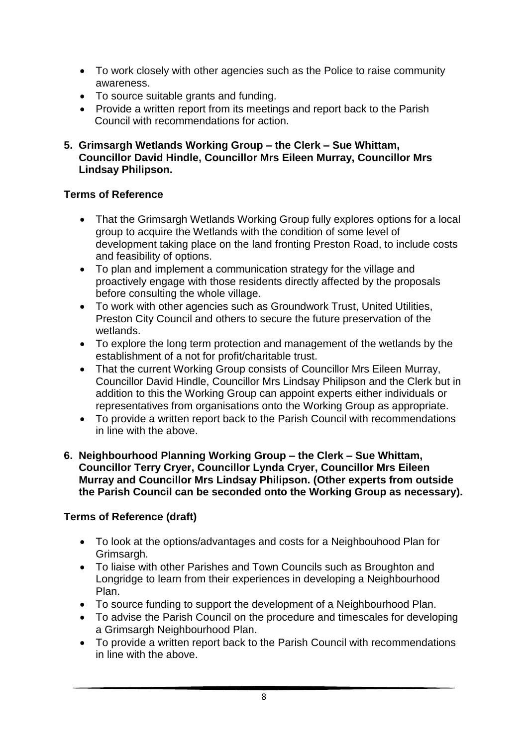- To work closely with other agencies such as the Police to raise community awareness.
- To source suitable grants and funding.
- Provide a written report from its meetings and report back to the Parish Council with recommendations for action.

**5. Grimsargh Wetlands Working Group – the Clerk – Sue Whittam, Councillor David Hindle, Councillor Mrs Eileen Murray, Councillor Mrs Lindsay Philipson.**

**Terms of Reference**

- That the Grimsargh Wetlands Working Group fully explores options for a local group to acquire the Wetlands with the condition of some level of development taking place on the land fronting Preston Road, to include costs and feasibility of options.
- To plan and implement a communication strategy for the village and proactively engage with those residents directly affected by the proposals before consulting the whole village.
- To work with other agencies such as Groundwork Trust, United Utilities, Preston City Council and others to secure the future preservation of the wetlands.
- To explore the long term protection and management of the wetlands by the establishment of a not for profit/charitable trust.
- That the current Working Group consists of Councillor Mrs Eileen Murray, Councillor David Hindle, Councillor Mrs Lindsay Philipson and the Clerk but in addition to this the Working Group can appoint experts either individuals or representatives from organisations onto the Working Group as appropriate.
- To provide a written report back to the Parish Council with recommendations in line with the above.

**6. Neighbourhood Planning Working Group – the Clerk – Sue Whittam, Councillor Terry Cryer, Councillor Lynda Cryer, Councillor Mrs Eileen Murray and Councillor Mrs Lindsay Philipson. (Other experts from outside the Parish Council can be seconded onto the Working Group as necessary).**

**Terms of Reference (draft)**

- To look at the options/advantages and costs for a Neighbouhood Plan for Grimsargh.
- To liaise with other Parishes and Town Councils such as Broughton and Longridge to learn from their experiences in developing a Neighbourhood Plan.
- To source funding to support the development of a Neighbourhood Plan.
- To advise the Parish Council on the procedure and timescales for developing a Grimsargh Neighbourhood Plan.
- To provide a written report back to the Parish Council with recommendations in line with the above.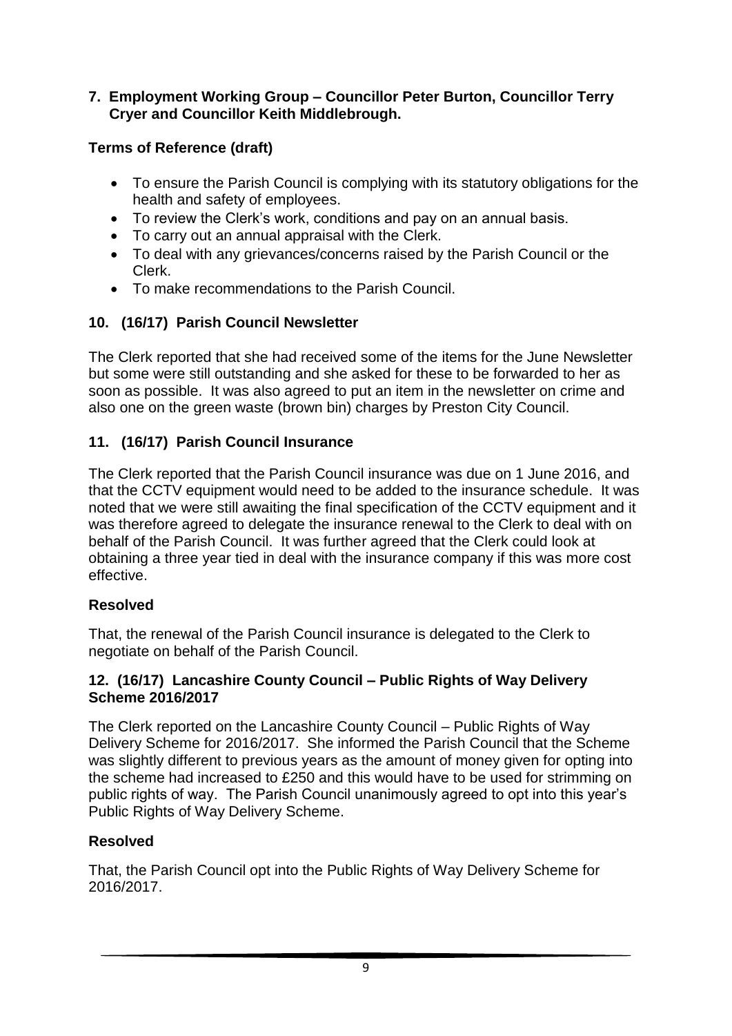**7. Employment Working Group – Councillor Peter Burton, Councillor Terry Cryer and Councillor Keith Middlebrough.**

**Terms of Reference (draft)**

- To ensure the Parish Council is complying with its statutory obligations for the health and safety of employees.
- To review the Clerk's work, conditions and pay on an annual basis.
- To carry out an annual appraisal with the Clerk.
- To deal with any grievances/concerns raised by the Parish Council or the Clerk.
- To make recommendations to the Parish Council.

## 10. (16/17) Parish Council Newsletter

The Clerk reported that she had received some of the items for the June Newsletter but some were still outstanding and she asked for these to be forwarded to her as soon as possible. It was also agreed to put an item in the newsletter on crime and also one on the green waste (brown bin) charges by Preston City Council.

## 11. (16/17) Parish Council Insurance

The Clerk reported that the Parish Council insurance was due on 1 June 2016, and that the CCTV equipment would need to be added to the insurance schedule. It was noted that we were still awaiting the final specification of the CCTV equipment and it was therefore agreed to delegate the insurance renewal to the Clerk to deal with on behalf of the Parish Council. It was further agreed that the Clerk could look at obtaining a three year tied in deal with the insurance company if this was more cost effective.

**Resolved**

That, the renewal of the Parish Council insurance is delegated to the Clerk to negotiate on behalf of the Parish Council.

## 12. (16/17) Lancashire County Council – Public Rights of Way Delivery Scheme 2016/2017

The Clerk reported on the Lancashire County Council – Public Rights of Way Delivery Scheme for 2016/2017. She informed the Parish Council that the Scheme was slightly different to previous years as the amount of money given for opting into the scheme had increased to £250 and this would have to be used for strimming on public rights of way. The Parish Council unanimously agreed to opt into this year's Public Rights of Way Delivery Scheme.

**Resolved**

That, the Parish Council opt into the Public Rights of Way Delivery Scheme for 2016/2017.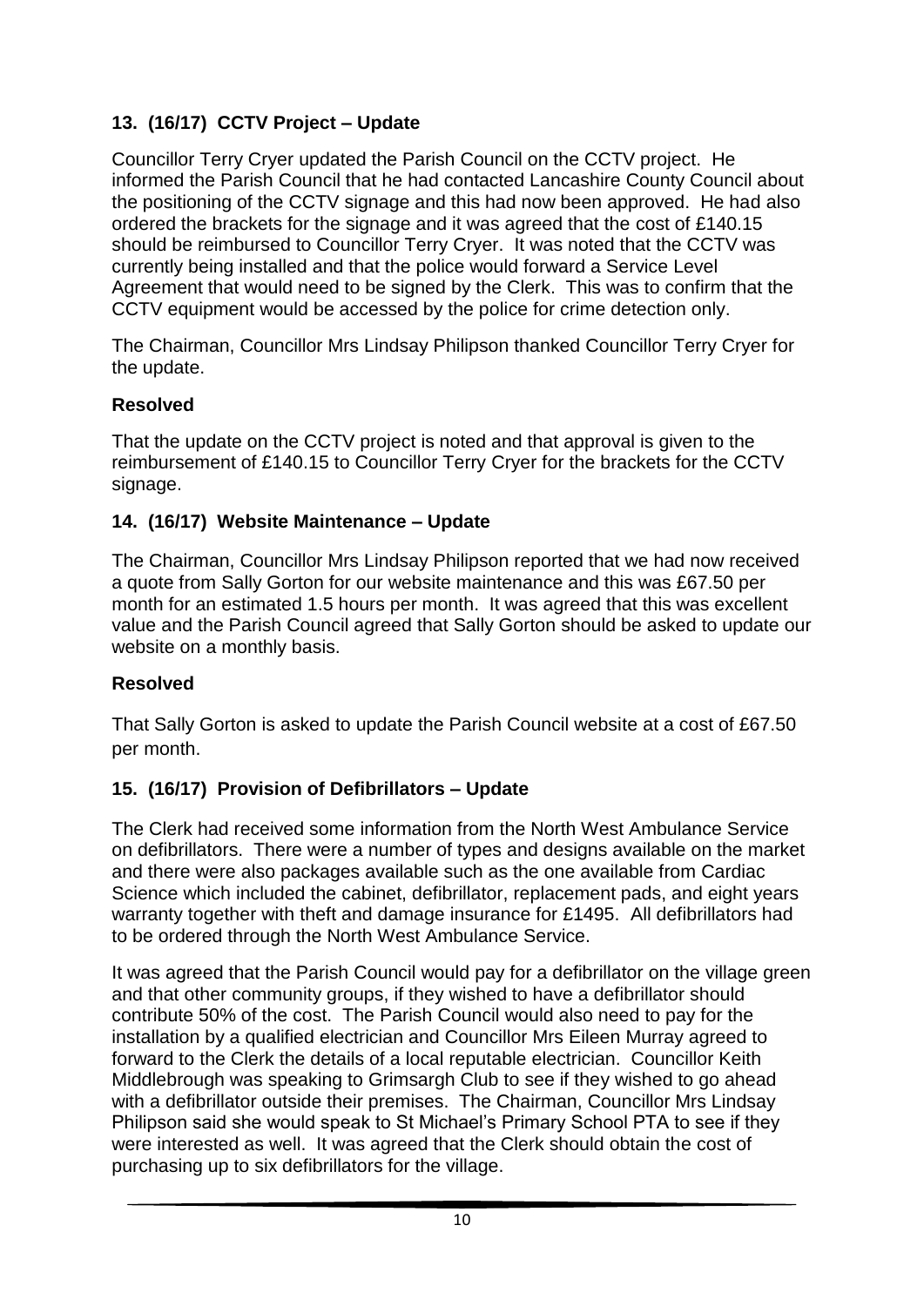### 13. (16/17) CCTV Project – Update

Councillor Terry Cryer updated the Parish Council on the CCTV project. He informed the Parish Council that he had contacted Lancashire County Council about the positioning of the CCTV signage and this had now been approved. He had also ordered the brackets for the signage and it was agreed that the cost of £140.15 should be reimbursed to Councillor Terry Cryer. It was noted that the CCTV was currently being installed and that the police would forward a Service Level Agreement that would need to be signed by the Clerk. This was to confirm that the CCTV equipment would be accessed by the police for crime detection only.

The Chairman, Councillor Mrs Lindsay Philipson thanked Councillor Terry Cryer for the update.

**Resolved**

That the update on the CCTV project is noted and that approval is given to the reimbursement of £140.15 to Councillor Terry Cryer for the brackets for the CCTV signage.

### 14. (16/17) Website Maintenance – Update

The Chairman, Councillor Mrs Lindsay Philipson reported that we had now received a quote from Sally Gorton for our website maintenance and this was £67.50 per month for an estimated 1.5 hours per month. It was agreed that this was excellent value and the Parish Council agreed that Sally Gorton should be asked to update our website on a monthly basis.

**Resolved**

That Sally Gorton is asked to update the Parish Council website at a cost of £67.50 per month.

### 15. (16/17) Provision of Defibrillators – Update

The Clerk had received some information from the North West Ambulance Service on defibrillators. There were a number of types and designs available on the market and there were also packages available such as the one available from Cardiac Science which included the cabinet, defibrillator, replacement pads, and eight years warranty together with theft and damage insurance for £1495. All defibrillators had to be ordered through the North West Ambulance Service.

It was agreed that the Parish Council would pay for a defibrillator on the village green and that other community groups, if they wished to have a defibrillator should contribute 50% of the cost. The Parish Council would also need to pay for the installation by a qualified electrician and Councillor Mrs Eileen Murray agreed to forward to the Clerk the details of a local reputable electrician. Councillor Keith Middlebrough was speaking to Grimsargh Club to see if they wished to go ahead with a defibrillator outside their premises. The Chairman, Councillor Mrs Lindsay Philipson said she would speak to St Michael's Primary School PTA to see if they were interested as well. It was agreed that the Clerk should obtain the cost of purchasing up to six defibrillators for the village.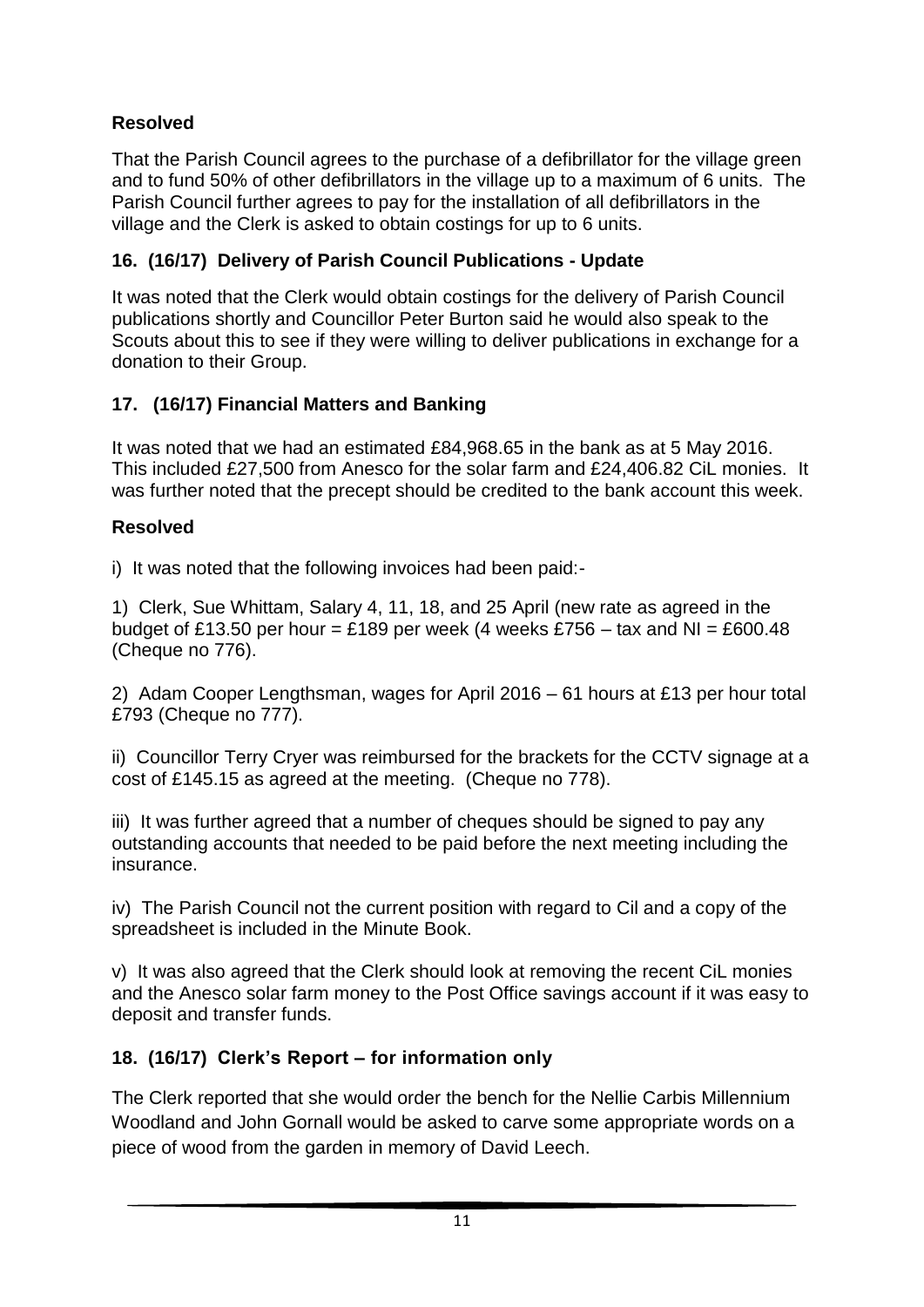**Resolved**

That the Parish Council agrees to the purchase of a defibrillator for the village green and to fund 50% of other defibrillators in the village up to a maximum of 6 units. The Parish Council further agrees to pay for the installation of all defibrillators in the village and the Clerk is asked to obtain costings for up to 6 units.

**16. (16/17) Delivery of Parish Council Publications - Update**

It was noted that the Clerk would obtain costings for the delivery of Parish Council publications shortly and Councillor Peter Burton said he would also speak to the Scouts about this to see if they were willing to deliver publications in exchange for a donation to their Group.

**17. (16/17) Financial Matters and Banking**

It was noted that we had an estimated £84,968.65 in the bank as at 5 May 2016. This included £27,500 from Anesco for the solar farm and £24,406.82 CiL monies. It was further noted that the precept should be credited to the bank account this week.

**Resolved**

i) It was noted that the following invoices had been paid:-

1) Clerk, Sue Whittam, Salary 4, 11, 18, and 25 April (new rate as agreed in the budget of £13.50 per hour = £189 per week (4 weeks £756 – tax and NI = £600.48 (Cheque no 776).

2) Adam Cooper Lengthsman, wages for April 2016 – 61 hours at £13 per hour total £793 (Cheque no 777).

ii) Councillor Terry Cryer was reimbursed for the brackets for the CCTV signage at a cost of £145.15 as agreed at the meeting. (Cheque no 778).

iii) It was further agreed that a number of cheques should be signed to pay any outstanding accounts that needed to be paid before the next meeting including the insurance.

iv) The Parish Council not the current position with regard to Cil and a copy of the spreadsheet is included in the Minute Book.

v) It was also agreed that the Clerk should look at removing the recent CiL monies and the Anesco solar farm money to the Post Office savings account if it was easy to deposit and transfer funds.

**18. (16/17) Clerk's Report – for information only**

The Clerk reported that she would order the bench for the Nellie Carbis Millennium Woodland and John Gornall would be asked to carve some appropriate words on a piece of wood from the garden in memory of David Leech.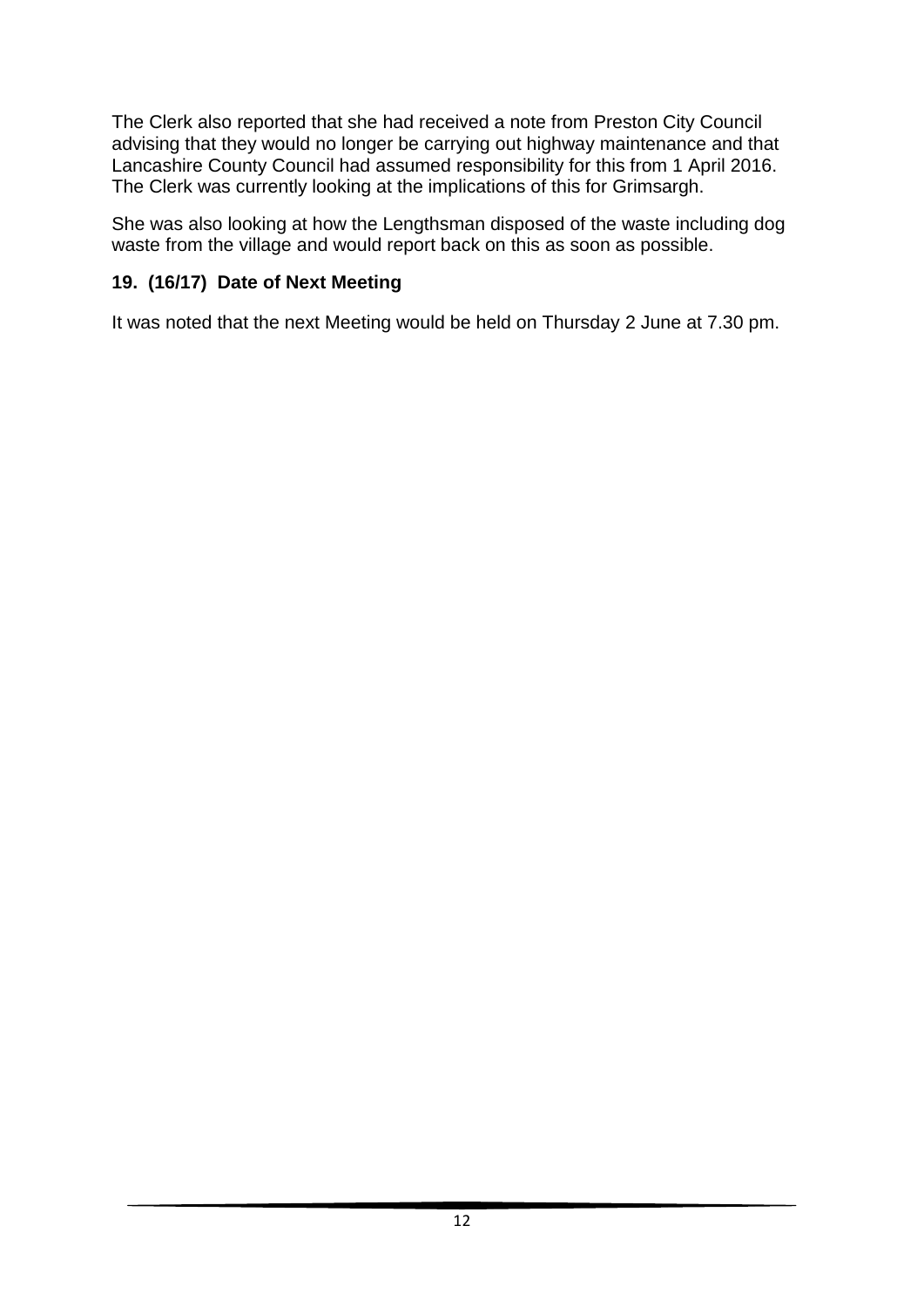The Clerk also reported that she had received a note from Preston City Council advising that they would no longer be carrying out highway maintenance and that Lancashire County Council had assumed responsibility for this from 1 April 2016. The Clerk was currently looking at the implications of this for Grimsargh.

She was also looking at how the Lengthsman disposed of the waste including dog waste from the village and would report back on this as soon as possible.

**19. (16/17) Date of Next Meeting**

It was noted that the next Meeting would be held on Thursday 2 June at 7.30 pm.